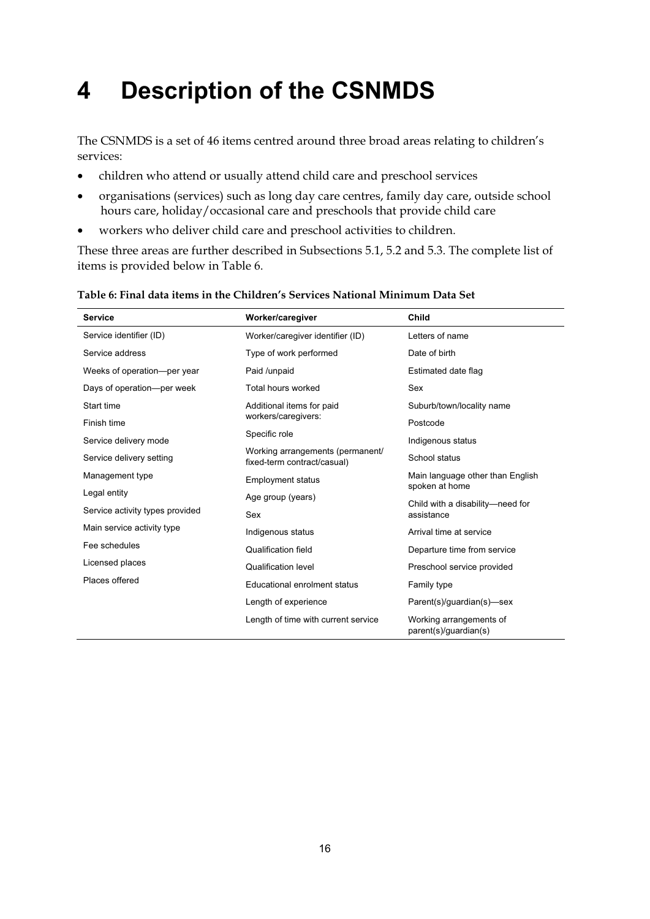# 4 Description of the CSNMDS

The CSNMDS is a set of 46 items centred around three broad areas relating to children's services:

- children who attend or usually attend child care and preschool services
- organisations (services) such as long day care centres, family day care, outside school hours care, holiday/occasional care and preschools that provide child care
- workers who deliver child care and preschool activities to children.

These three areas are further described in Subsections 5.1, 5.2 and 5.3. The complete list of items is provided below in Table 6.

**Table 6: Final data items in the Children's Services National Minimum Data Set**

| Service | Worker/caregiver | Child |
|---|---|---|
| Service identifier (ID) | Worker/caregiver identifier (ID) | Letters of name |
| Service address | Type of work performed | Date of birth |
| Weeks of operation—per year | Paid /unpaid | Estimated date flag |
| Days of operation—per week | Total hours worked | Sex |
| Start time | Additional items for paid workers/caregivers: | Suburb/town/locality name |
| Finish time | Specific role | Postcode |
| Service delivery mode | Working arrangements (permanent/ fixed-term contract/casual) | Indigenous status |
| Service delivery setting | Employment status | School status |
| Management type | Age group (years) | Main language other than English spoken at home |
| Legal entity | Sex | Child with a disability—need for assistance |
| Service activity types provided | Indigenous status | Arrival time at service |
| Main service activity type | Qualification field | Departure time from service |
| Fee schedules | Qualification level | Preschool service provided |
| Licensed places | Educational enrolment status | Family type |
| Places offered | Length of experience | Parent(s)/guardian(s)—sex |
| | Length of time with current service | Working arrangements of parent(s)/guardian(s) |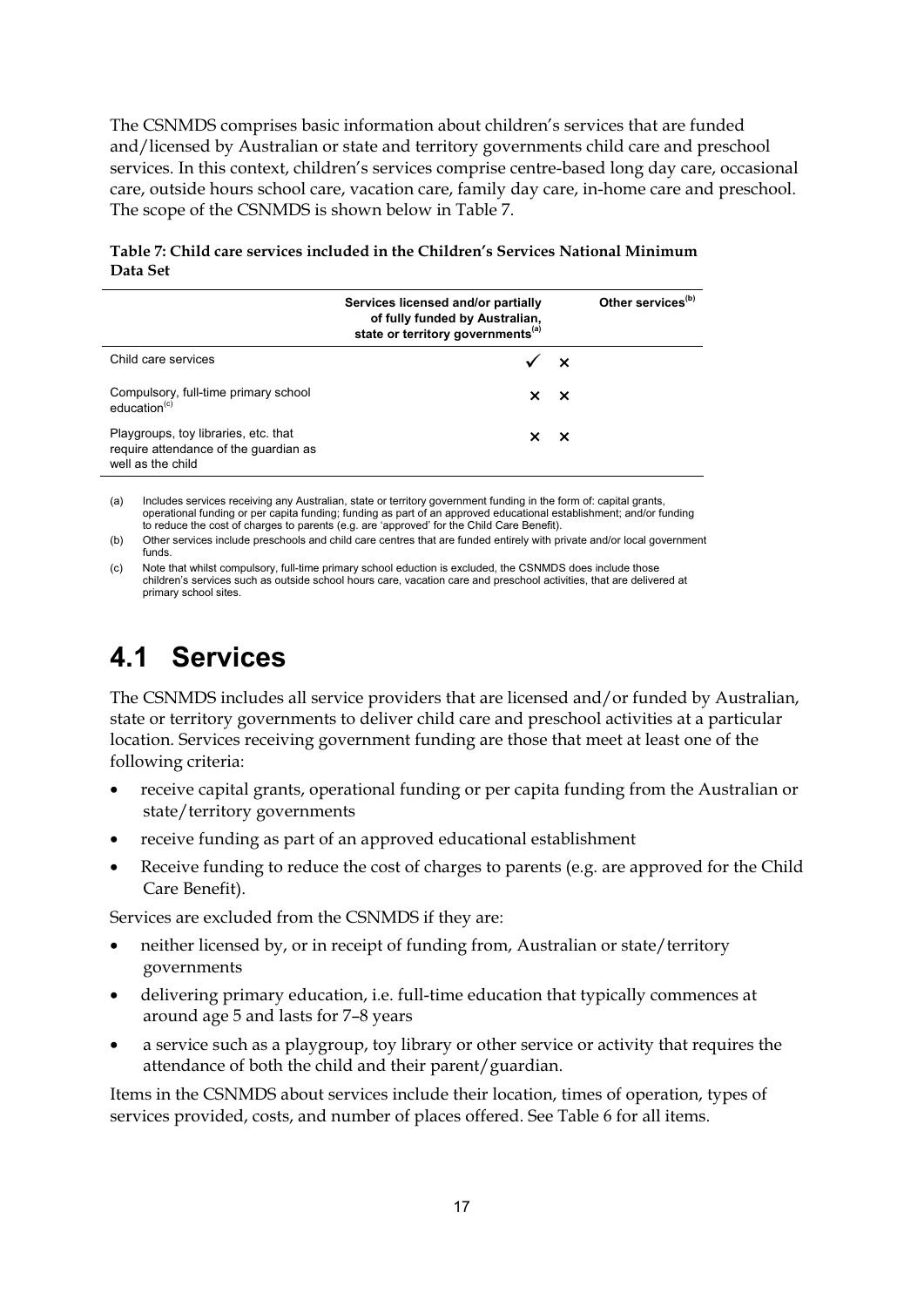The CSNMDS comprises basic information about children's services that are funded and/licensed by Australian or state and territory governments child care and preschool services. In this context, children's services comprise centre-based long day care, occasional care, outside hours school care, vacation care, family day care, in-home care and preschool. The scope of the CSNMDS is shown below in Table 7.

**Table 7: Child care services included in the Children's Services National Minimum Data Set**

| | Services licensed and/or partially of fully funded by Australian, state or territory governments[(a)] | Other services[(b)] |
|---|---|---|
| Child care services | ✓ | × |
| Compulsory, full-time primary school education[(c)] | × | × |
| Playgroups, toy libraries, etc. that require attendance of the guardian as well as the child | × | × |

(a) Includes services receiving any Australian, state or territory government funding in the form of: capital grants, operational funding or per capita funding; funding as part of an approved educational establishment; and/or funding to reduce the cost of charges to parents (e.g. are 'approved' for the Child Care Benefit).

(b) Other services include preschools and child care centres that are funded entirely with private and/or local government funds.

(c) Note that whilst compulsory, full-time primary school eduction is excluded, the CSNMDS does include those children's services such as outside school hours care, vacation care and preschool activities, that are delivered at primary school sites.

# 4.1 Services

The CSNMDS includes all service providers that are licensed and/or funded by Australian, state or territory governments to deliver child care and preschool activities at a particular location. Services receiving government funding are those that meet at least one of the following criteria:

- receive capital grants, operational funding or per capita funding from the Australian or state/territory governments
- receive funding as part of an approved educational establishment
- Receive funding to reduce the cost of charges to parents (e.g. are approved for the Child Care Benefit).

Services are excluded from the CSNMDS if they are:

- neither licensed by, or in receipt of funding from, Australian or state/territory governments
- delivering primary education, i.e. full-time education that typically commences at around age 5 and lasts for 7–8 years
- a service such as a playgroup, toy library or other service or activity that requires the attendance of both the child and their parent/guardian.

Items in the CSNMDS about services include their location, times of operation, types of services provided, costs, and number of places offered. See Table 6 for all items.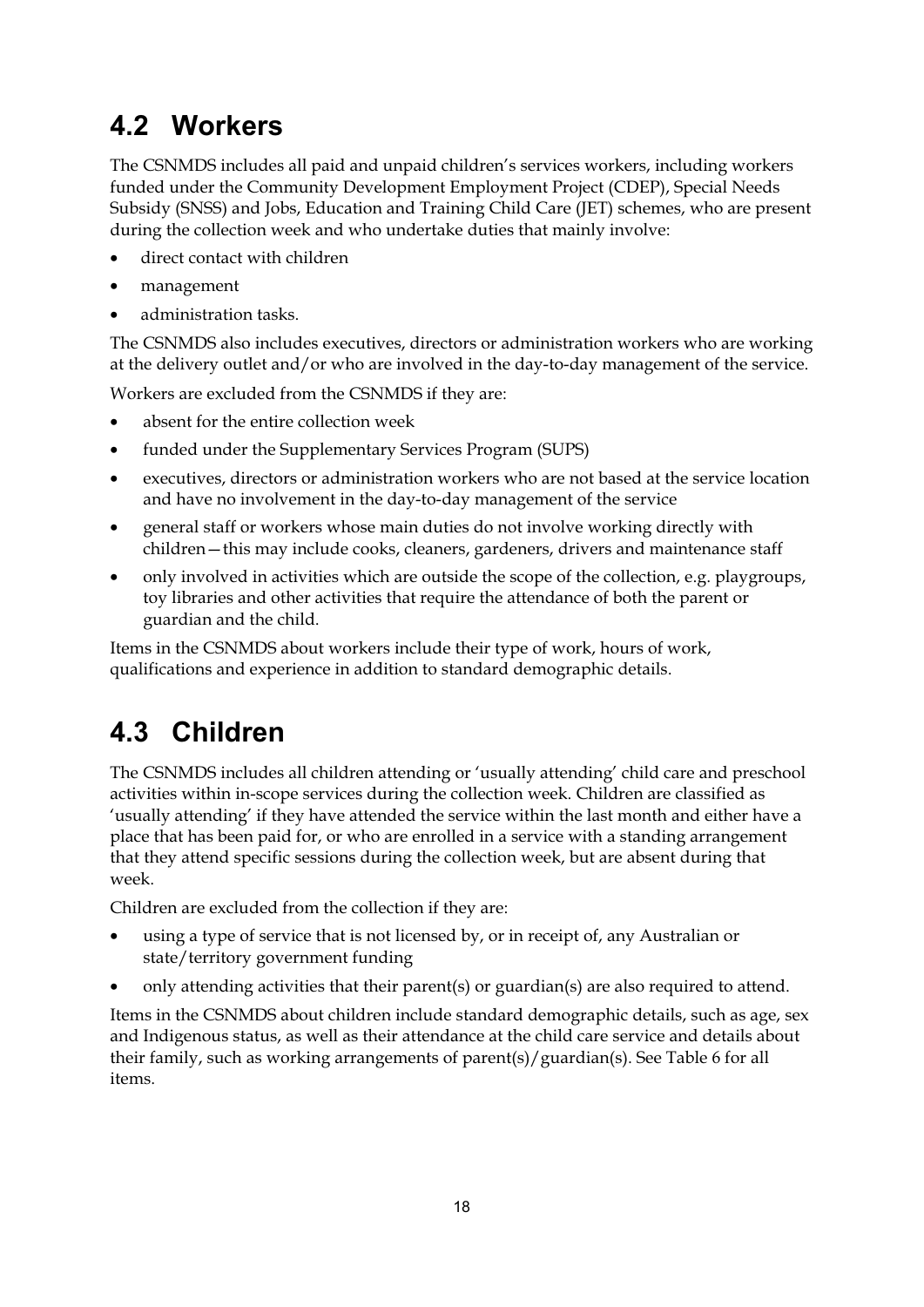## 4.2 Workers

The CSNMDS includes all paid and unpaid children's services workers, including workers funded under the Community Development Employment Project (CDEP), Special Needs Subsidy (SNSS) and Jobs, Education and Training Child Care (JET) schemes, who are present during the collection week and who undertake duties that mainly involve:

- direct contact with children
- management
- administration tasks.

The CSNMDS also includes executives, directors or administration workers who are working at the delivery outlet and/or who are involved in the day-to-day management of the service.

Workers are excluded from the CSNMDS if they are:

- absent for the entire collection week
- funded under the Supplementary Services Program (SUPS)
- executives, directors or administration workers who are not based at the service location and have no involvement in the day-to-day management of the service
- general staff or workers whose main duties do not involve working directly with children—this may include cooks, cleaners, gardeners, drivers and maintenance staff
- only involved in activities which are outside the scope of the collection, e.g. playgroups, toy libraries and other activities that require the attendance of both the parent or guardian and the child.

Items in the CSNMDS about workers include their type of work, hours of work, qualifications and experience in addition to standard demographic details.

## 4.3 Children

The CSNMDS includes all children attending or 'usually attending' child care and preschool activities within in-scope services during the collection week. Children are classified as 'usually attending' if they have attended the service within the last month and either have a place that has been paid for, or who are enrolled in a service with a standing arrangement that they attend specific sessions during the collection week, but are absent during that week.

Children are excluded from the collection if they are:

- using a type of service that is not licensed by, or in receipt of, any Australian or state/territory government funding
- only attending activities that their parent(s) or guardian(s) are also required to attend.

Items in the CSNMDS about children include standard demographic details, such as age, sex and Indigenous status, as well as their attendance at the child care service and details about their family, such as working arrangements of parent(s)/guardian(s). See Table 6 for all items.